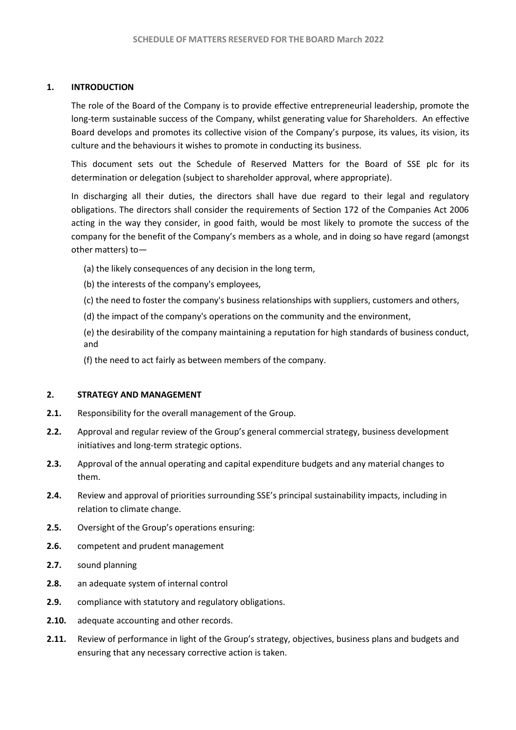# SCHEDULE OF MATTERS RESERVED FOR THE BOARD March 2022

## 1. INTRODUCTION

The role of the Board of the Company is to provide effective entrepreneurial leadership, promote the long-term sustainable success of the Company, whilst generating value for Shareholders. An effective Board develops and promotes its collective vision of the Company's purpose, its values, its vision, its culture and the behaviours it wishes to promote in conducting its business.

This document sets out the Schedule of Reserved Matters for the Board of SSE plc for its determination or delegation (subject to shareholder approval, where appropriate).

In discharging all their duties, the directors shall have due regard to their legal and regulatory obligations. The directors shall consider the requirements of Section 172 of the Companies Act 2006 acting in the way they consider, in good faith, would be most likely to promote the success of the company for the benefit of the Company's members as a whole, and in doing so have regard (amongst other matters) to—

(a) the likely consequences of any decision in the long term,

(b) the interests of the company's employees,

(c) the need to foster the company's business relationships with suppliers, customers and others,

(d) the impact of the company's operations on the community and the environment,

(e) the desirability of the company maintaining a reputation for high standards of business conduct, and

(f) the need to act fairly as between members of the company.

## 2. STRATEGY AND MANAGEMENT

**2.1.** Responsibility for the overall management of the Group.

**2.2.** Approval and regular review of the Group's general commercial strategy, business development initiatives and long-term strategic options.

**2.3.** Approval of the annual operating and capital expenditure budgets and any material changes to them.

**2.4.** Review and approval of priorities surrounding SSE's principal sustainability impacts, including in relation to climate change.

**2.5.** Oversight of the Group's operations ensuring:

**2.6.** competent and prudent management

**2.7.** sound planning

**2.8.** an adequate system of internal control

**2.9.** compliance with statutory and regulatory obligations.

**2.10.** adequate accounting and other records.

**2.11.** Review of performance in light of the Group's strategy, objectives, business plans and budgets and ensuring that any necessary corrective action is taken.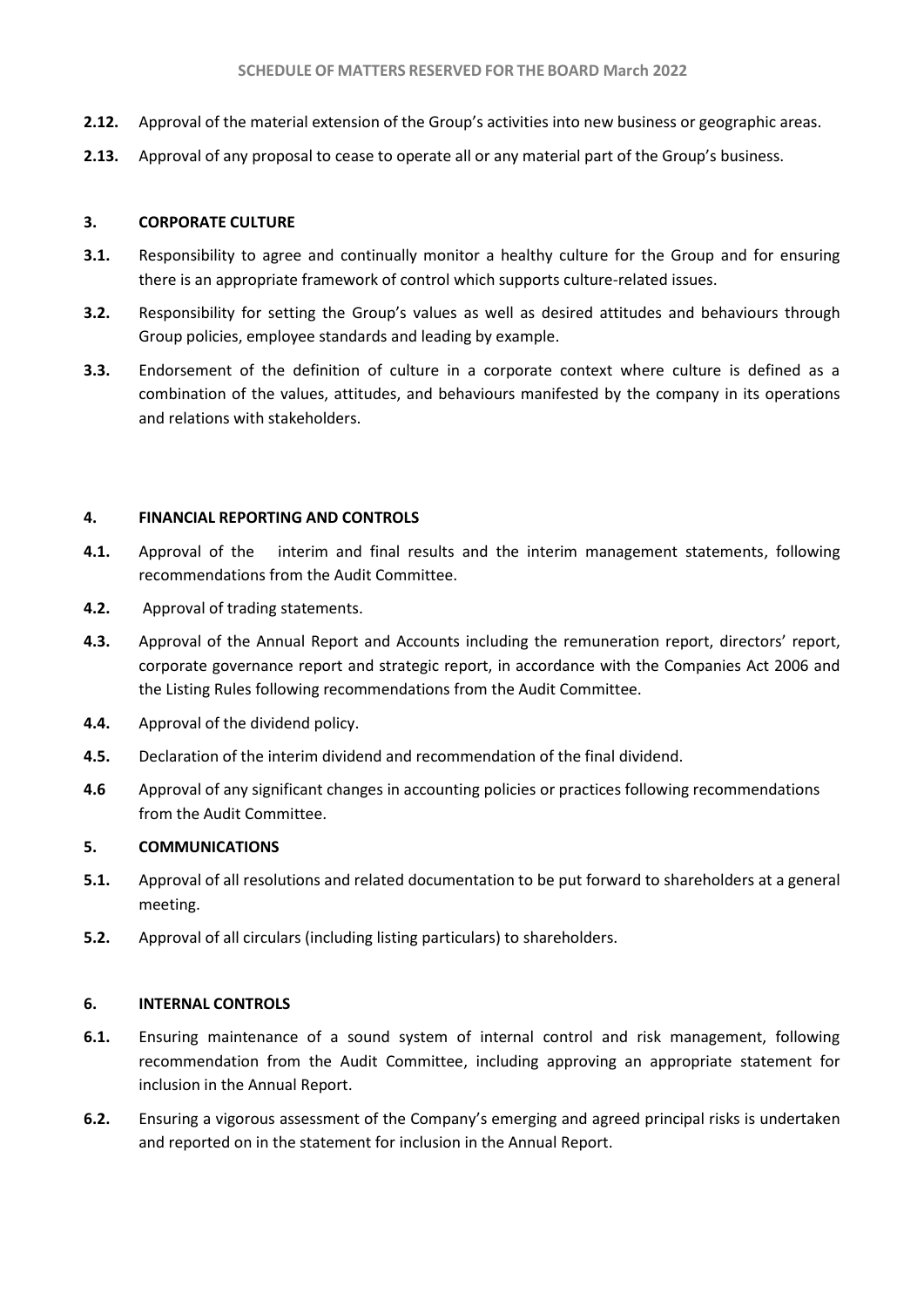**2.12.** Approval of the material extension of the Group's activities into new business or geographic areas.

**2.13.** Approval of any proposal to cease to operate all or any material part of the Group's business.

## 3. CORPORATE CULTURE

**3.1.** Responsibility to agree and continually monitor a healthy culture for the Group and for ensuring there is an appropriate framework of control which supports culture-related issues.

**3.2.** Responsibility for setting the Group's values as well as desired attitudes and behaviours through Group policies, employee standards and leading by example.

**3.3.** Endorsement of the definition of culture in a corporate context where culture is defined as a combination of the values, attitudes, and behaviours manifested by the company in its operations and relations with stakeholders.

## 4. FINANCIAL REPORTING AND CONTROLS

**4.1.** Approval of the interim and final results and the interim management statements, following recommendations from the Audit Committee.

**4.2.** Approval of trading statements.

**4.3.** Approval of the Annual Report and Accounts including the remuneration report, directors' report, corporate governance report and strategic report, in accordance with the Companies Act 2006 and the Listing Rules following recommendations from the Audit Committee.

**4.4.** Approval of the dividend policy.

**4.5.** Declaration of the interim dividend and recommendation of the final dividend.

**4.6** Approval of any significant changes in accounting policies or practices following recommendations from the Audit Committee.

## 5. COMMUNICATIONS

**5.1.** Approval of all resolutions and related documentation to be put forward to shareholders at a general meeting.

**5.2.** Approval of all circulars (including listing particulars) to shareholders.

## 6. INTERNAL CONTROLS

**6.1.** Ensuring maintenance of a sound system of internal control and risk management, following recommendation from the Audit Committee, including approving an appropriate statement for inclusion in the Annual Report.

**6.2.** Ensuring a vigorous assessment of the Company's emerging and agreed principal risks is undertaken and reported on in the statement for inclusion in the Annual Report.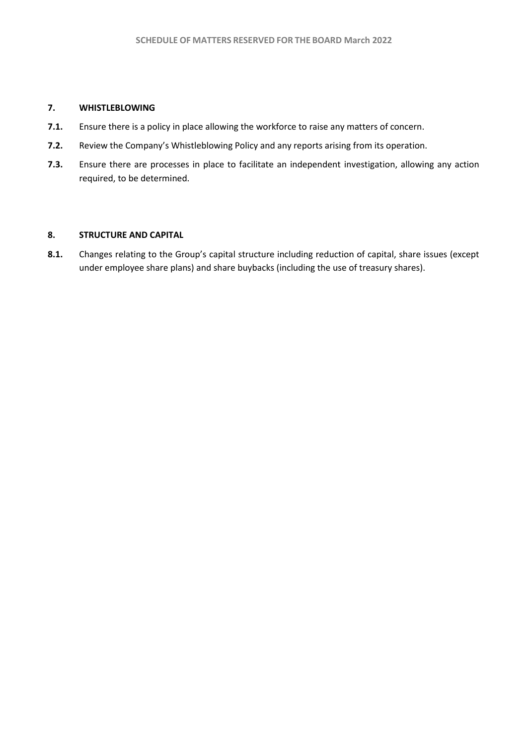## 7. WHISTLEBLOWING

**7.1.** Ensure there is a policy in place allowing the workforce to raise any matters of concern.

**7.2.** Review the Company's Whistleblowing Policy and any reports arising from its operation.

**7.3.** Ensure there are processes in place to facilitate an independent investigation, allowing any action required, to be determined.

## 8. STRUCTURE AND CAPITAL

**8.1.** Changes relating to the Group's capital structure including reduction of capital, share issues (except under employee share plans) and share buybacks (including the use of treasury shares).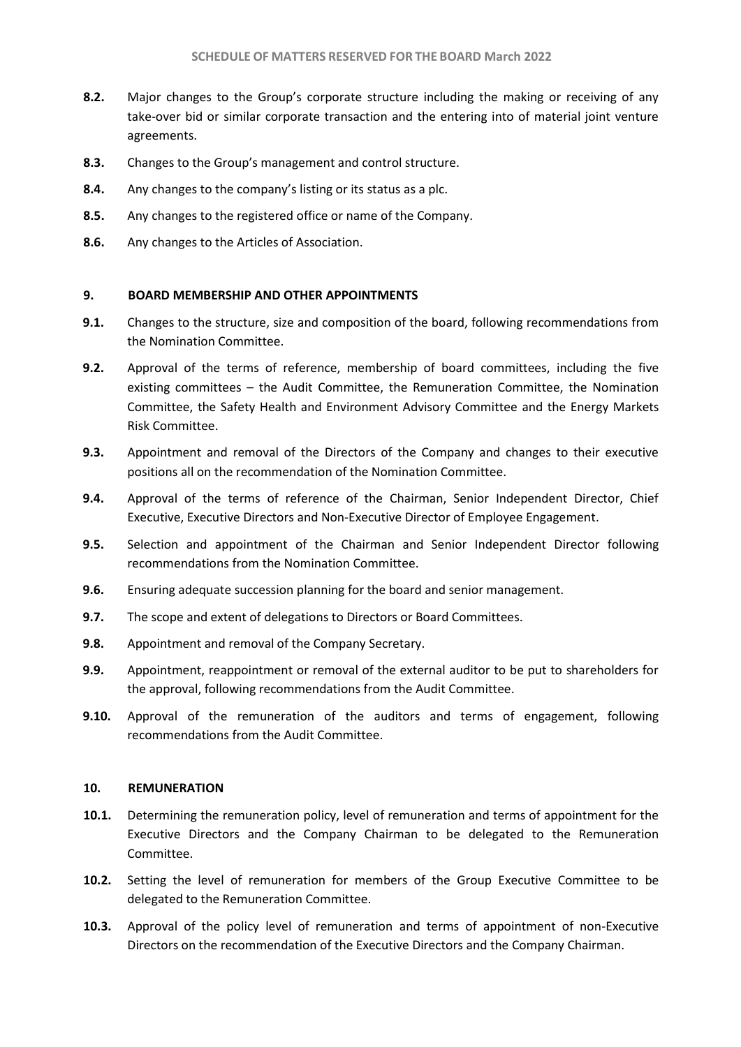**8.2.** Major changes to the Group's corporate structure including the making or receiving of any take-over bid or similar corporate transaction and the entering into of material joint venture agreements.

**8.3.** Changes to the Group's management and control structure.

**8.4.** Any changes to the company's listing or its status as a plc.

**8.5.** Any changes to the registered office or name of the Company.

**8.6.** Any changes to the Articles of Association.

## 9. BOARD MEMBERSHIP AND OTHER APPOINTMENTS

**9.1.** Changes to the structure, size and composition of the board, following recommendations from the Nomination Committee.

**9.2.** Approval of the terms of reference, membership of board committees, including the five existing committees – the Audit Committee, the Remuneration Committee, the Nomination Committee, the Safety Health and Environment Advisory Committee and the Energy Markets Risk Committee.

**9.3.** Appointment and removal of the Directors of the Company and changes to their executive positions all on the recommendation of the Nomination Committee.

**9.4.** Approval of the terms of reference of the Chairman, Senior Independent Director, Chief Executive, Executive Directors and Non-Executive Director of Employee Engagement.

**9.5.** Selection and appointment of the Chairman and Senior Independent Director following recommendations from the Nomination Committee.

**9.6.** Ensuring adequate succession planning for the board and senior management.

**9.7.** The scope and extent of delegations to Directors or Board Committees.

**9.8.** Appointment and removal of the Company Secretary.

**9.9.** Appointment, reappointment or removal of the external auditor to be put to shareholders for the approval, following recommendations from the Audit Committee.

**9.10.** Approval of the remuneration of the auditors and terms of engagement, following recommendations from the Audit Committee.

## 10. REMUNERATION

**10.1.** Determining the remuneration policy, level of remuneration and terms of appointment for the Executive Directors and the Company Chairman to be delegated to the Remuneration Committee.

**10.2.** Setting the level of remuneration for members of the Group Executive Committee to be delegated to the Remuneration Committee.

**10.3.** Approval of the policy level of remuneration and terms of appointment of non-Executive Directors on the recommendation of the Executive Directors and the Company Chairman.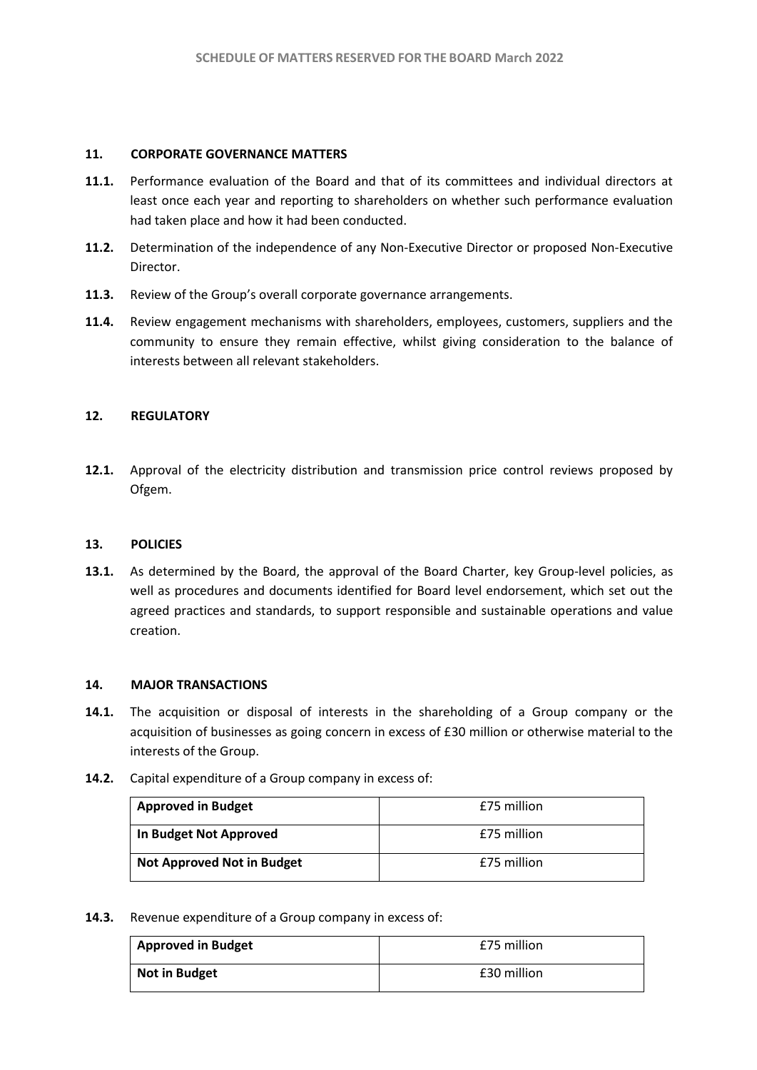## 11. CORPORATE GOVERNANCE MATTERS

**11.1.** Performance evaluation of the Board and that of its committees and individual directors at least once each year and reporting to shareholders on whether such performance evaluation had taken place and how it had been conducted.

**11.2.** Determination of the independence of any Non-Executive Director or proposed Non-Executive Director.

**11.3.** Review of the Group's overall corporate governance arrangements.

**11.4.** Review engagement mechanisms with shareholders, employees, customers, suppliers and the community to ensure they remain effective, whilst giving consideration to the balance of interests between all relevant stakeholders.

## 12. REGULATORY

**12.1.** Approval of the electricity distribution and transmission price control reviews proposed by Ofgem.

## 13. POLICIES

**13.1.** As determined by the Board, the approval of the Board Charter, key Group-level policies, as well as procedures and documents identified for Board level endorsement, which set out the agreed practices and standards, to support responsible and sustainable operations and value creation.

## 14. MAJOR TRANSACTIONS

**14.1.** The acquisition or disposal of interests in the shareholding of a Group company or the acquisition of businesses as going concern in excess of £30 million or otherwise material to the interests of the Group.

**14.2.** Capital expenditure of a Group company in excess of:

| | |
|---|---|
| **Approved in Budget** | £75 million |
| **In Budget Not Approved** | £75 million |
| **Not Approved Not in Budget** | £75 million |

**14.3.** Revenue expenditure of a Group company in excess of:

| | |
|---|---|
| **Approved in Budget** | £75 million |
| **Not in Budget** | £30 million |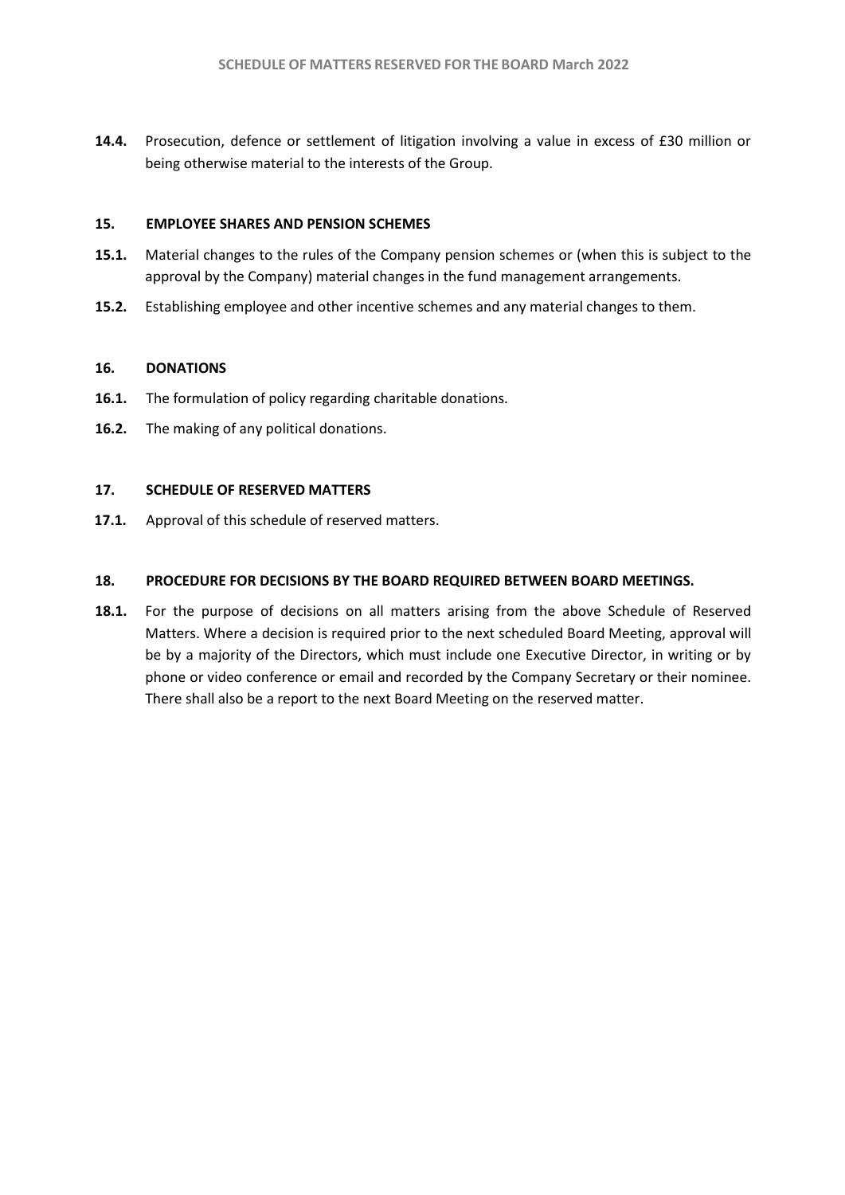**14.4.** Prosecution, defence or settlement of litigation involving a value in excess of £30 million or being otherwise material to the interests of the Group.

## 15. EMPLOYEE SHARES AND PENSION SCHEMES

**15.1.** Material changes to the rules of the Company pension schemes or (when this is subject to the approval by the Company) material changes in the fund management arrangements.

**15.2.** Establishing employee and other incentive schemes and any material changes to them.

## 16. DONATIONS

**16.1.** The formulation of policy regarding charitable donations.

**16.2.** The making of any political donations.

## 17. SCHEDULE OF RESERVED MATTERS

**17.1.** Approval of this schedule of reserved matters.

## 18. PROCEDURE FOR DECISIONS BY THE BOARD REQUIRED BETWEEN BOARD MEETINGS.

**18.1.** For the purpose of decisions on all matters arising from the above Schedule of Reserved Matters. Where a decision is required prior to the next scheduled Board Meeting, approval will be by a majority of the Directors, which must include one Executive Director, in writing or by phone or video conference or email and recorded by the Company Secretary or their nominee. There shall also be a report to the next Board Meeting on the reserved matter.